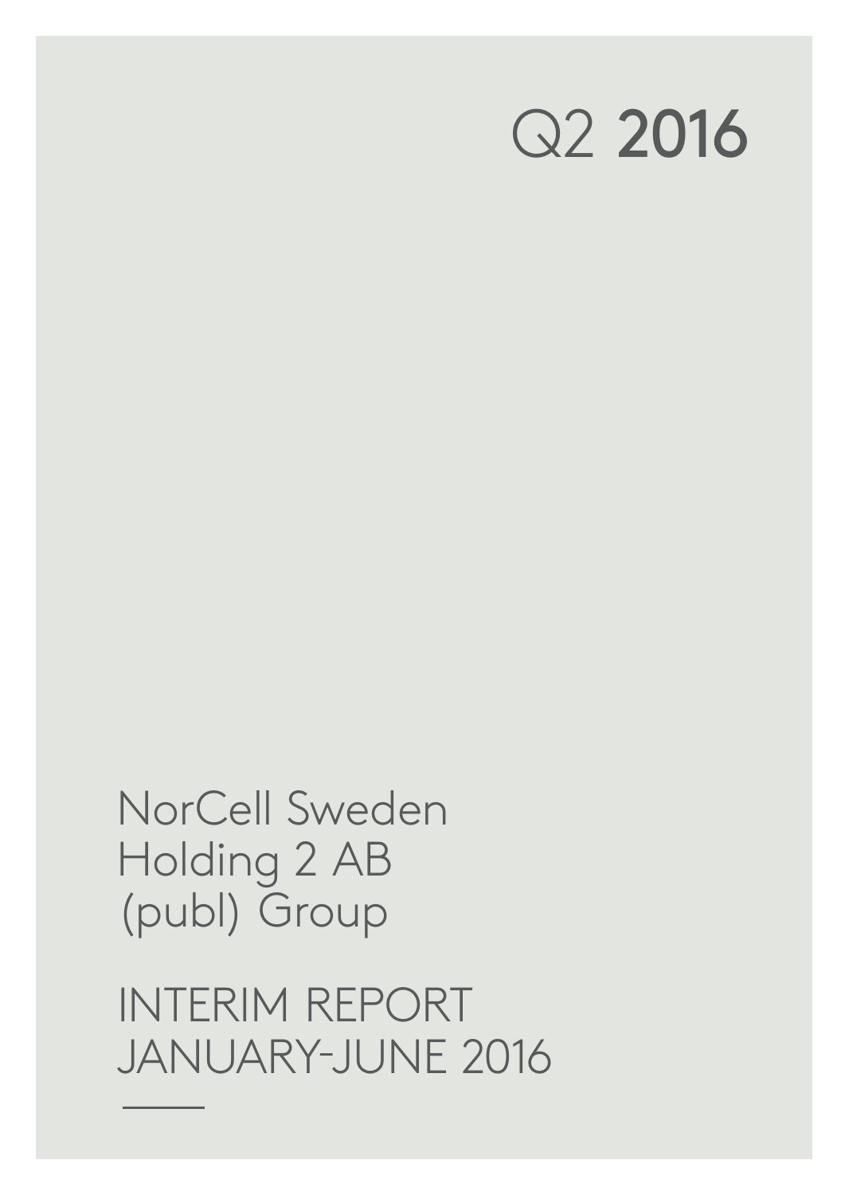# Q2 **2016**

# NorCell Sweden Holding 2 AB (publ) Group

## INTERIM REPORT JANUARY-JUNE 2016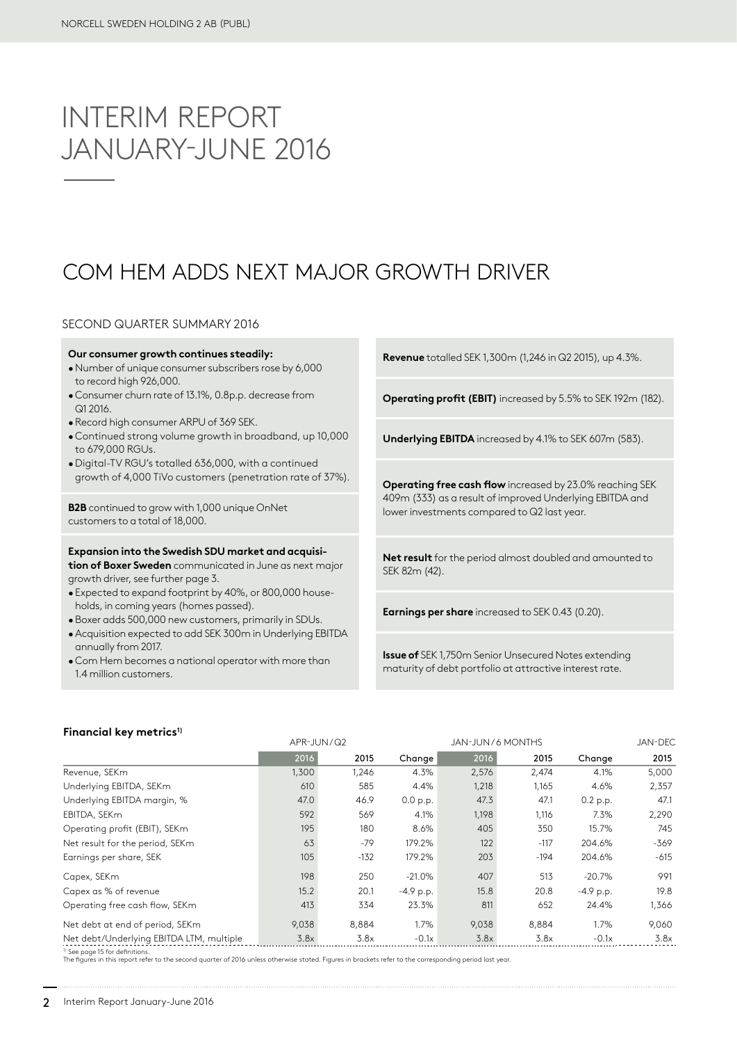# INTERIM REPORT JANUARY-JUNE 2016

## COM HEM ADDS NEXT MAJOR GROWTH DRIVER

### SECOND QUARTER SUMMARY 2016

**Our consumer growth continues steadily:**

- Number of unique consumer subscribers rose by 6,000 to record high 926,000.
- Consumer churn rate of 13.1%, 0.8p.p. decrease from Q1 2016.
- Record high consumer ARPU of 369 SEK.
- Continued strong volume growth in broadband, up 10,000 to 679,000 RGUs.
- Digital-TV RGU's totalled 636,000, with a continued growth of 4,000 TiVo customers (penetration rate of 37%).

**B2B** continued to grow with 1,000 unique OnNet customers to a total of 18,000.

**Expansion into the Swedish SDU market and acquisition of Boxer Sweden** communicated in June as next major growth driver, see further page 3.

- Expected to expand footprint by 40%, or 800,000 households, in coming years (homes passed).
- Boxer adds 500,000 new customers, primarily in SDUs.
- Acquisition expected to add SEK 300m in Underlying EBITDA annually from 2017.
- Com Hem becomes a national operator with more than 1.4 million customers.

**Revenue** totalled SEK 1,300m (1,246 in Q2 2015), up 4.3%.

**Operating profit (EBIT)** increased by 5.5% to SEK 192m (182).

**Underlying EBITDA** increased by 4.1% to SEK 607m (583).

**Operating free cash flow** increased by 23.0% reaching SEK 409m (333) as a result of improved Underlying EBITDA and lower investments compared to Q2 last year.

**Net result** for the period almost doubled and amounted to SEK 82m (42).

**Earnings per share** increased to SEK 0.43 (0.20).

**Issue of** SEK 1,750m Senior Unsecured Notes extending maturity of debt portfolio at attractive interest rate.

**Financial key metrics**[1]

| | APR-JUN/Q2 | | | JAN-JUN/6 MONTHS | | | JAN-DEC |
|---|---|---|---|---|---|---|---|
| | 2016 | 2015 | Change | 2016 | 2015 | Change | 2015 |
| Revenue, SEKm | 1,300 | 1,246 | 4.3% | 2,576 | 2,474 | 4.1% | 5,000 |
| Underlying EBITDA, SEKm | 610 | 585 | 4.4% | 1,218 | 1,165 | 4.6% | 2,357 |
| Underlying EBITDA margin, % | 47.0 | 46.9 | 0.0 p.p. | 47.3 | 47.1 | 0.2 p.p. | 47.1 |
| EBITDA, SEKm | 592 | 569 | 4.1% | 1,198 | 1,116 | 7.3% | 2,290 |
| Operating profit (EBIT), SEKm | 195 | 180 | 8.6% | 405 | 350 | 15.7% | 745 |
| Net result for the period, SEKm | 63 | -79 | 179.2% | 122 | -117 | 204.6% | -369 |
| Earnings per share, SEK | 105 | -132 | 179.2% | 203 | -194 | 204.6% | -615 |
| Capex, SEKm | 198 | 250 | -21.0% | 407 | 513 | -20.7% | 991 |
| Capex as % of revenue | 15.2 | 20.1 | -4.9 p.p. | 15.8 | 20.8 | -4.9 p.p. | 19.8 |
| Operating free cash flow, SEKm | 413 | 334 | 23.3% | 811 | 652 | 24.4% | 1,366 |
| Net debt at end of period, SEKm | 9,038 | 8,884 | 1.7% | 9,038 | 8,884 | 1.7% | 9,060 |
| Net debt/Underlying EBITDA LTM, multiple | 3.8x | 3.8x | -0.1x | 3.8x | 3.8x | -0.1x | 3.8x |

[1] See page 15 for definitions.
The figures in this report refer to the second quarter of 2016 unless otherwise stated. Figures in brackets refer to the corresponding period last year.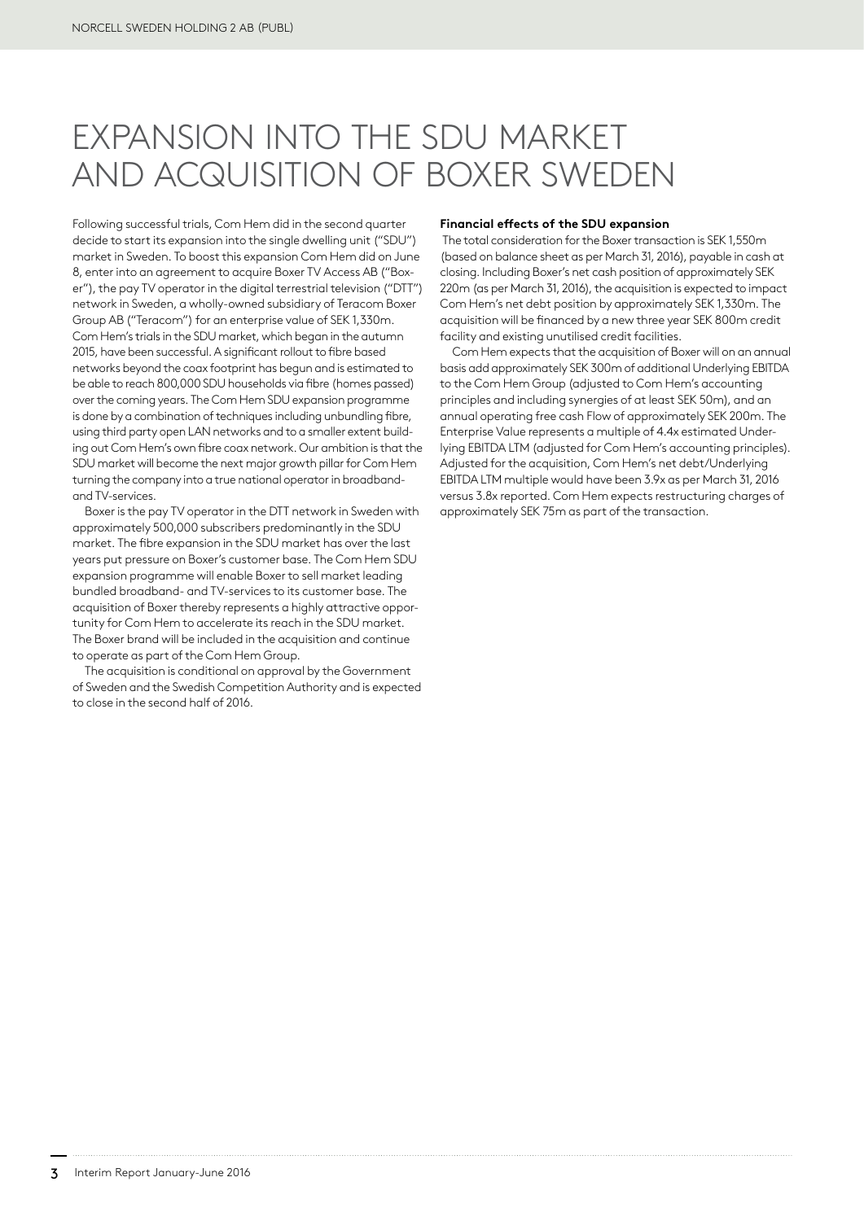# EXPANSION INTO THE SDU MARKET AND ACQUISITION OF BOXER SWEDEN

Following successful trials, Com Hem did in the second quarter decide to start its expansion into the single dwelling unit ("SDU") market in Sweden. To boost this expansion Com Hem did on June 8, enter into an agreement to acquire Boxer TV Access AB ("Boxer"), the pay TV operator in the digital terrestrial television ("DTT") network in Sweden, a wholly-owned subsidiary of Teracom Boxer Group AB ("Teracom") for an enterprise value of SEK 1,330m. Com Hem's trials in the SDU market, which began in the autumn 2015, have been successful. A significant rollout to fibre based networks beyond the coax footprint has begun and is estimated to be able to reach 800,000 SDU households via fibre (homes passed) over the coming years. The Com Hem SDU expansion programme is done by a combination of techniques including unbundling fibre, using third party open LAN networks and to a smaller extent building out Com Hem's own fibre coax network. Our ambition is that the SDU market will become the next major growth pillar for Com Hem turning the company into a true national operator in broadband- and TV-services.

Boxer is the pay TV operator in the DTT network in Sweden with approximately 500,000 subscribers predominantly in the SDU market. The fibre expansion in the SDU market has over the last years put pressure on Boxer's customer base. The Com Hem SDU expansion programme will enable Boxer to sell market leading bundled broadband- and TV-services to its customer base. The acquisition of Boxer thereby represents a highly attractive opportunity for Com Hem to accelerate its reach in the SDU market. The Boxer brand will be included in the acquisition and continue to operate as part of the Com Hem Group.

The acquisition is conditional on approval by the Government of Sweden and the Swedish Competition Authority and is expected to close in the second half of 2016.

**Financial effects of the SDU expansion**

The total consideration for the Boxer transaction is SEK 1,550m (based on balance sheet as per March 31, 2016), payable in cash at closing. Including Boxer's net cash position of approximately SEK 220m (as per March 31, 2016), the acquisition is expected to impact Com Hem's net debt position by approximately SEK 1,330m. The acquisition will be financed by a new three year SEK 800m credit facility and existing unutilised credit facilities.

Com Hem expects that the acquisition of Boxer will on an annual basis add approximately SEK 300m of additional Underlying EBITDA to the Com Hem Group (adjusted to Com Hem's accounting principles and including synergies of at least SEK 50m), and an annual operating free cash Flow of approximately SEK 200m. The Enterprise Value represents a multiple of 4.4x estimated Underlying EBITDA LTM (adjusted for Com Hem's accounting principles). Adjusted for the acquisition, Com Hem's net debt/Underlying EBITDA LTM multiple would have been 3.9x as per March 31, 2016 versus 3.8x reported. Com Hem expects restructuring charges of approximately SEK 75m as part of the transaction.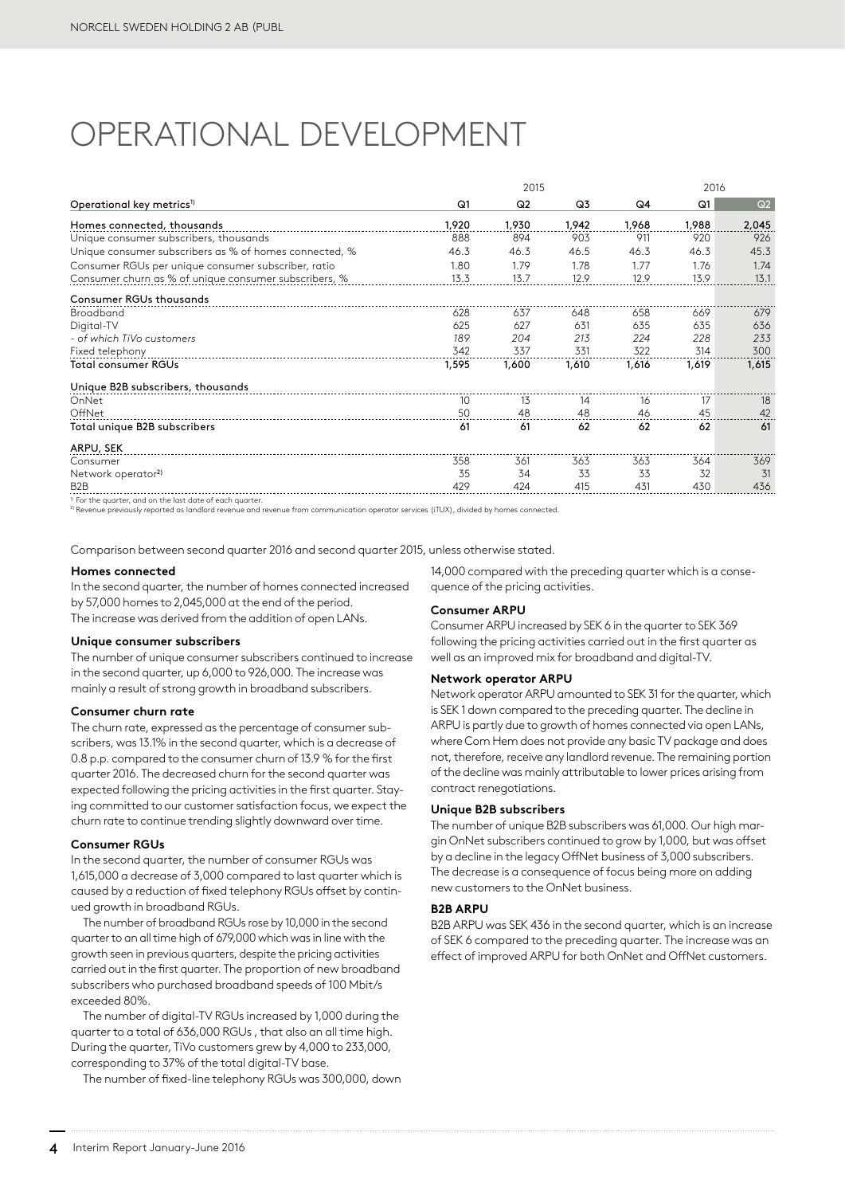# OPERATIONAL DEVELOPMENT

| | 2015 | | | | 2016 | |
|---|---|---|---|---|---|---|
| Operational key metrics[1] | Q1 | Q2 | Q3 | Q4 | Q1 | Q2 |
| Homes connected, thousands | 1,920 | 1,930 | 1,942 | 1,968 | 1,988 | 2,045 |
| Unique consumer subscribers, thousands | 888 | 894 | 903 | 911 | 920 | 926 |
| Unique consumer subscribers as % of homes connected, % | 46.3 | 46.3 | 46.5 | 46.3 | 46.3 | 45.3 |
| Consumer RGUs per unique consumer subscriber, ratio | 1.80 | 1.79 | 1.78 | 1.77 | 1.76 | 1.74 |
| Consumer churn as % of unique consumer subscribers, % | 13.3 | 13.7 | 12.9 | 12.9 | 13.9 | 13.1 |
| **Consumer RGUs thousands** | | | | | | |
| Broadband | 628 | 637 | 648 | 658 | 669 | 679 |
| Digital-TV | 625 | 627 | 631 | 635 | 635 | 636 |
| *- of which TiVo customers* | *189* | *204* | *213* | *224* | *228* | *233* |
| Fixed telephony | 342 | 337 | 331 | 322 | 314 | 300 |
| **Total consumer RGUs** | **1,595** | **1,600** | **1,610** | **1,616** | **1,619** | **1,615** |
| **Unique B2B subscribers, thousands** | | | | | | |
| OnNet | 10 | 13 | 14 | 16 | 17 | 18 |
| OffNet | 50 | 48 | 48 | 46 | 45 | 42 |
| **Total unique B2B subscribers** | **61** | **61** | **62** | **62** | **62** | **61** |
| **ARPU, SEK** | | | | | | |
| Consumer | 358 | 361 | 363 | 363 | 364 | 369 |
| Network operator[2] | 35 | 34 | 33 | 33 | 32 | 31 |
| B2B | 429 | 424 | 415 | 431 | 430 | 436 |

[1] For the quarter, and on the last date of each quarter.
[2] Revenue previously reported as landlord revenue and revenue from communication operator services (iTUX), divided by homes connected.

Comparison between second quarter 2016 and second quarter 2015, unless otherwise stated.

**Homes connected**

In the second quarter, the number of homes connected increased by 57,000 homes to 2,045,000 at the end of the period. The increase was derived from the addition of open LANs.

**Unique consumer subscribers**

The number of unique consumer subscribers continued to increase in the second quarter, up 6,000 to 926,000. The increase was mainly a result of strong growth in broadband subscribers.

**Consumer churn rate**

The churn rate, expressed as the percentage of consumer subscribers, was 13.1% in the second quarter, which is a decrease of 0.8 p.p. compared to the consumer churn of 13.9 % for the first quarter 2016. The decreased churn for the second quarter was expected following the pricing activities in the first quarter. Staying committed to our customer satisfaction focus, we expect the churn rate to continue trending slightly downward over time.

**Consumer RGUs**

In the second quarter, the number of consumer RGUs was 1,615,000 a decrease of 3,000 compared to last quarter which is caused by a reduction of fixed telephony RGUs offset by continued growth in broadband RGUs.

The number of broadband RGUs rose by 10,000 in the second quarter to an all time high of 679,000 which was in line with the growth seen in previous quarters, despite the pricing activities carried out in the first quarter. The proportion of new broadband subscribers who purchased broadband speeds of 100 Mbit/s exceeded 80%.

The number of digital-TV RGUs increased by 1,000 during the quarter to a total of 636,000 RGUs , that also an all time high. During the quarter, TiVo customers grew by 4,000 to 233,000, corresponding to 37% of the total digital-TV base.

The number of fixed-line telephony RGUs was 300,000, down 14,000 compared with the preceding quarter which is a consequence of the pricing activities.

**Consumer ARPU**

Consumer ARPU increased by SEK 6 in the quarter to SEK 369 following the pricing activities carried out in the first quarter as well as an improved mix for broadband and digital-TV.

**Network operator ARPU**

Network operator ARPU amounted to SEK 31 for the quarter, which is SEK 1 down compared to the preceding quarter. The decline in ARPU is partly due to growth of homes connected via open LANs, where Com Hem does not provide any basic TV package and does not, therefore, receive any landlord revenue. The remaining portion of the decline was mainly attributable to lower prices arising from contract renegotiations.

**Unique B2B subscribers**

The number of unique B2B subscribers was 61,000. Our high margin OnNet subscribers continued to grow by 1,000, but was offset by a decline in the legacy OffNet business of 3,000 subscribers. The decrease is a consequence of focus being more on adding new customers to the OnNet business.

**B2B ARPU**

B2B ARPU was SEK 436 in the second quarter, which is an increase of SEK 6 compared to the preceding quarter. The increase was an effect of improved ARPU for both OnNet and OffNet customers.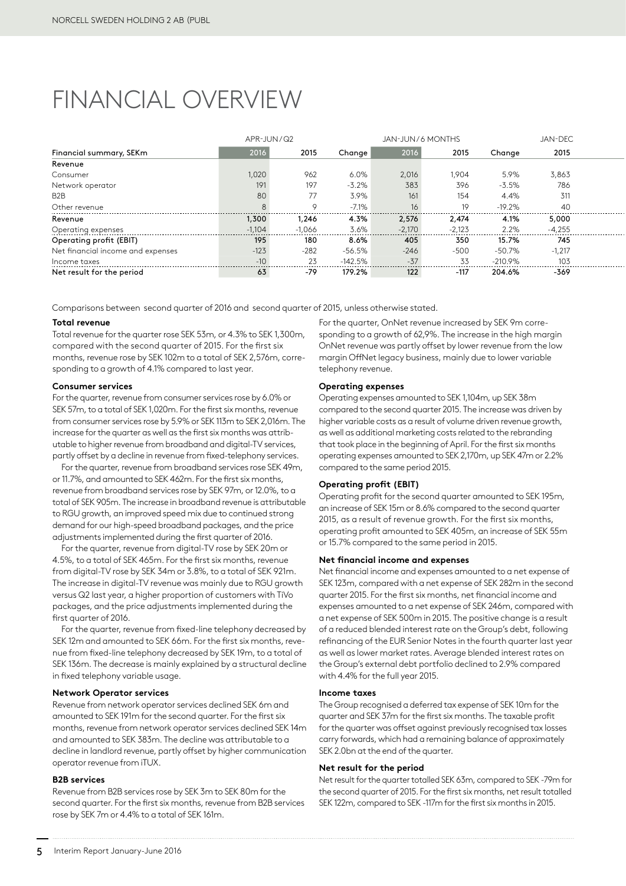# FINANCIAL OVERVIEW

| | APR-JUN/Q2 | | | JAN-JUN/6 MONTHS | | | JAN-DEC |
|---|---|---|---|---|---|---|---|
| Financial summary, SEKm | 2016 | 2015 | Change | 2016 | 2015 | Change | 2015 |
| **Revenue** | | | | | | | |
| Consumer | 1,020 | 962 | 6.0% | 2,016 | 1,904 | 5.9% | 3,863 |
| Network operator | 191 | 197 | -3.2% | 383 | 396 | -3.5% | 786 |
| B2B | 80 | 77 | 3.9% | 161 | 154 | 4.4% | 311 |
| Other revenue | 8 | 9 | -7.1% | 16 | 19 | -19.2% | 40 |
| **Revenue** | **1,300** | **1,246** | **4.3%** | **2,576** | **2,474** | **4.1%** | **5,000** |
| Operating expenses | -1,104 | -1,066 | 3.6% | -2,170 | -2,123 | 2.2% | -4,255 |
| **Operating profit (EBIT)** | **195** | **180** | **8.6%** | **405** | **350** | **15.7%** | **745** |
| Net financial income and expenses | -123 | -282 | -56.5% | -246 | -500 | -50.7% | -1,217 |
| Income taxes | -10 | 23 | -142.5% | -37 | 33 | -210.9% | 103 |
| **Net result for the period** | **63** | **-79** | **179.2%** | **122** | **-117** | **204.6%** | **-369** |

Comparisons between second quarter of 2016 and second quarter of 2015, unless otherwise stated.

**Total revenue**

Total revenue for the quarter rose SEK 53m, or 4.3% to SEK 1,300m, compared with the second quarter of 2015. For the first six months, revenue rose by SEK 102m to a total of SEK 2,576m, corresponding to a growth of 4.1% compared to last year.

**Consumer services**

For the quarter, revenue from consumer services rose by 6.0% or SEK 57m, to a total of SEK 1,020m. For the first six months, revenue from consumer services rose by 5.9% or SEK 113m to SEK 2,016m. The increase for the quarter as well as the first six months was attributable to higher revenue from broadband and digital-TV services, partly offset by a decline in revenue from fixed-telephony services.

For the quarter, revenue from broadband services rose SEK 49m, or 11.7%, and amounted to SEK 462m. For the first six months, revenue from broadband services rose by SEK 97m, or 12.0%, to a total of SEK 905m. The increase in broadband revenue is attributable to RGU growth, an improved speed mix due to continued strong demand for our high-speed broadband packages, and the price adjustments implemented during the first quarter of 2016.

For the quarter, revenue from digital-TV rose by SEK 20m or 4.5%, to a total of SEK 465m. For the first six months, revenue from digital-TV rose by SEK 34m or 3.8%, to a total of SEK 921m. The increase in digital-TV revenue was mainly due to RGU growth versus Q2 last year, a higher proportion of customers with TiVo packages, and the price adjustments implemented during the first quarter of 2016.

For the quarter, revenue from fixed-line telephony decreased by SEK 12m and amounted to SEK 66m. For the first six months, revenue from fixed-line telephony decreased by SEK 19m, to a total of SEK 136m. The decrease is mainly explained by a structural decline in fixed telephony variable usage.

**Network Operator services**

Revenue from network operator services declined SEK 6m and amounted to SEK 191m for the second quarter. For the first six months, revenue from network operator services declined SEK 14m and amounted to SEK 383m. The decline was attributable to a decline in landlord revenue, partly offset by higher communication operator revenue from iTUX.

**B2B services**

Revenue from B2B services rose by SEK 3m to SEK 80m for the second quarter. For the first six months, revenue from B2B services rose by SEK 7m or 4.4% to a total of SEK 161m.

For the quarter, OnNet revenue increased by SEK 9m corresponding to a growth of 62,9%. The increase in the high margin OnNet revenue was partly offset by lower revenue from the low margin OffNet legacy business, mainly due to lower variable telephony revenue.

**Operating expenses**

Operating expenses amounted to SEK 1,104m, up SEK 38m compared to the second quarter 2015. The increase was driven by higher variable costs as a result of volume driven revenue growth, as well as additional marketing costs related to the rebranding that took place in the beginning of April. For the first six months operating expenses amounted to SEK 2,170m, up SEK 47m or 2.2% compared to the same period 2015.

**Operating profit (EBIT)**

Operating profit for the second quarter amounted to SEK 195m, an increase of SEK 15m or 8.6% compared to the second quarter 2015, as a result of revenue growth. For the first six months, operating profit amounted to SEK 405m, an increase of SEK 55m or 15.7% compared to the same period in 2015.

**Net financial income and expenses**

Net financial income and expenses amounted to a net expense of SEK 123m, compared with a net expense of SEK 282m in the second quarter 2015. For the first six months, net financial income and expenses amounted to a net expense of SEK 246m, compared with a net expense of SEK 500m in 2015. The positive change is a result of a reduced blended interest rate on the Group's debt, following refinancing of the EUR Senior Notes in the fourth quarter last year as well as lower market rates. Average blended interest rates on the Group's external debt portfolio declined to 2.9% compared with 4.4% for the full year 2015.

**Income taxes**

The Group recognised a deferred tax expense of SEK 10m for the quarter and SEK 37m for the first six months. The taxable profit for the quarter was offset against previously recognised tax losses carry forwards, which had a remaining balance of approximately SEK 2.0bn at the end of the quarter.

**Net result for the period**

Net result for the quarter totalled SEK 63m, compared to SEK -79m for the second quarter of 2015. For the first six months, net result totalled SEK 122m, compared to SEK -117m for the first six months in 2015.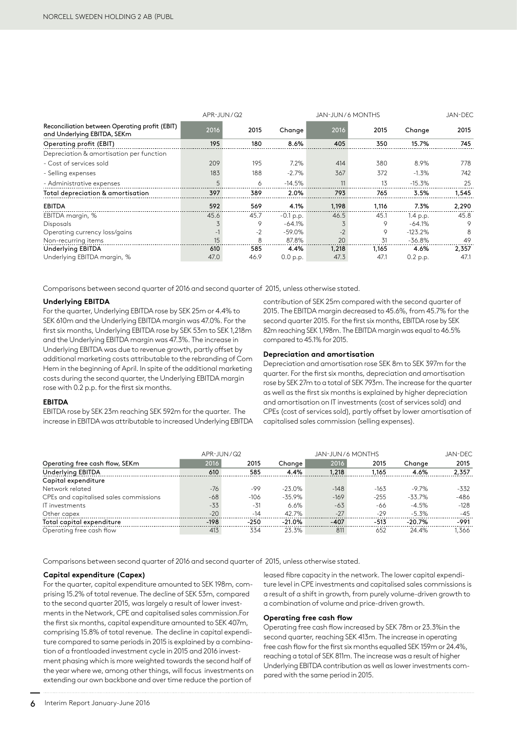| Reconciliation between Operating profit (EBIT) and Underlying EBITDA, SEKm | APR-JUN/Q2 | | | JAN-JUN/6 MONTHS | | | JAN-DEC |
|---|---|---|---|---|---|---|---|
| | 2016 | 2015 | Change | 2016 | 2015 | Change | 2015 |
| Operating profit (EBIT) | 195 | 180 | 8.6% | 405 | 350 | 15.7% | 745 |
| Depreciation & amortisation per function | | | | | | | |
| - Cost of services sold | 209 | 195 | 7.2% | 414 | 380 | 8.9% | 778 |
| - Selling expenses | 183 | 188 | -2.7% | 367 | 372 | -1.3% | 742 |
| - Administrative expenses | 5 | 6 | -14.5% | 11 | 13 | -15.3% | 25 |
| Total depreciation & amortisation | 397 | 389 | 2.0% | 793 | 765 | 3.5% | 1,545 |
| EBITDA | 592 | 569 | 4.1% | 1,198 | 1,116 | 7.3% | 2,290 |
| EBITDA margin, % | 45.6 | 45.7 | -0.1 p.p. | 46.5 | 45.1 | 1.4 p.p. | 45.8 |
| Disposals | 3 | 9 | -64.1% | 3 | 9 | -64.1% | 9 |
| Operating currency loss/gains | -1 | -2 | -59.0% | -2 | 9 | -123.2% | 8 |
| Non-recurring items | 15 | 8 | 87.8% | 20 | 31 | -36.8% | 49 |
| Underlying EBITDA | 610 | 585 | 4.4% | 1,218 | 1,165 | 4.6% | 2,357 |
| Underlying EBITDA margin, % | 47.0 | 46.9 | 0.0 p.p. | 47.3 | 47.1 | 0.2 p.p. | 47.1 |

Comparisons between second quarter of 2016 and second quarter of 2015, unless otherwise stated.

**Underlying EBITDA**

For the quarter, Underlying EBITDA rose by SEK 25m or 4.4% to SEK 610m and the Underlying EBITDA margin was 47.0%. For the first six months, Underlying EBITDA rose by SEK 53m to SEK 1,218m and the Underlying EBITDA margin was 47.3%. The increase in Underlying EBITDA was due to revenue growth, partly offset by additional marketing costs attributable to the rebranding of Com Hem in the beginning of April. In spite of the additional marketing costs during the second quarter, the Underlying EBITDA margin rose with 0.2 p.p. for the first six months.

**EBITDA**

EBITDA rose by SEK 23m reaching SEK 592m for the quarter. The increase in EBITDA was attributable to increased Underlying EBITDA contribution of SEK 25m compared with the second quarter of 2015. The EBITDA margin decreased to 45.6%, from 45.7% for the second quarter 2015. For the first six months, EBITDA rose by SEK 82m reaching SEK 1,198m. The EBITDA margin was equal to 46.5% compared to 45.1% for 2015.

**Depreciation and amortisation**

Depreciation and amortisation rose SEK 8m to SEK 397m for the quarter. For the first six months, depreciation and amortisation rose by SEK 27m to a total of SEK 793m. The increase for the quarter as well as the first six months is explained by higher depreciation and amortisation on IT investments (cost of services sold) and CPEs (cost of services sold), partly offset by lower amortisation of capitalised sales commission (selling expenses).

| Operating free cash flow, SEKm | APR-JUN/Q2 | | | JAN-JUN/6 MONTHS | | | JAN-DEC |
|---|---|---|---|---|---|---|---|
| | 2016 | 2015 | Change | 2016 | 2015 | Change | 2015 |
| Underlying EBITDA | 610 | 585 | 4.4% | 1,218 | 1,165 | 4.6% | 2,357 |
| Capital expenditure | | | | | | | |
| Network related | -76 | -99 | -23.0% | -148 | -163 | -9.7% | -332 |
| CPEs and capitalised sales commissions | -68 | -106 | -35.9% | -169 | -255 | -33.7% | -486 |
| IT investments | -33 | -31 | 6.6% | -63 | -66 | -4.5% | -128 |
| Other capex | -20 | -14 | 42.7% | -27 | -29 | -5.3% | -45 |
| Total capital expenditure | -198 | -250 | -21.0% | -407 | -513 | -20.7% | -991 |
| Operating free cash flow | 413 | 334 | 23.3% | 811 | 652 | 24.4% | 1,366 |

Comparisons between second quarter of 2016 and second quarter of 2015, unless otherwise stated.

**Capital expenditure (Capex)**

For the quarter, capital expenditure amounted to SEK 198m, comprising 15.2% of total revenue. The decline of SEK 53m, compared to the second quarter 2015, was largely a result of lower investments in the Network, CPE and capitalised sales commission.For the first six months, capital expenditure amounted to SEK 407m, comprising 15.8% of total revenue. The decline in capital expenditure compared to same periods in 2015 is explained by a combination of a frontloaded investment cycle in 2015 and 2016 investment phasing which is more weighted towards the second half of the year where we, among other things, will focus investments on extending our own backbone and over time reduce the portion of leased fibre capacity in the network. The lower capital expenditure level in CPE investments and capitalised sales commissions is a result of a shift in growth, from purely volume-driven growth to a combination of volume and price-driven growth.

**Operating free cash flow**

Operating free cash flow increased by SEK 78m or 23.3%in the second quarter, reaching SEK 413m. The increase in operating free cash flow for the first six months equalled SEK 159m or 24.4%, reaching a total of SEK 811m. The increase was a result of higher Underlying EBITDA contribution as well as lower investments compared with the same period in 2015.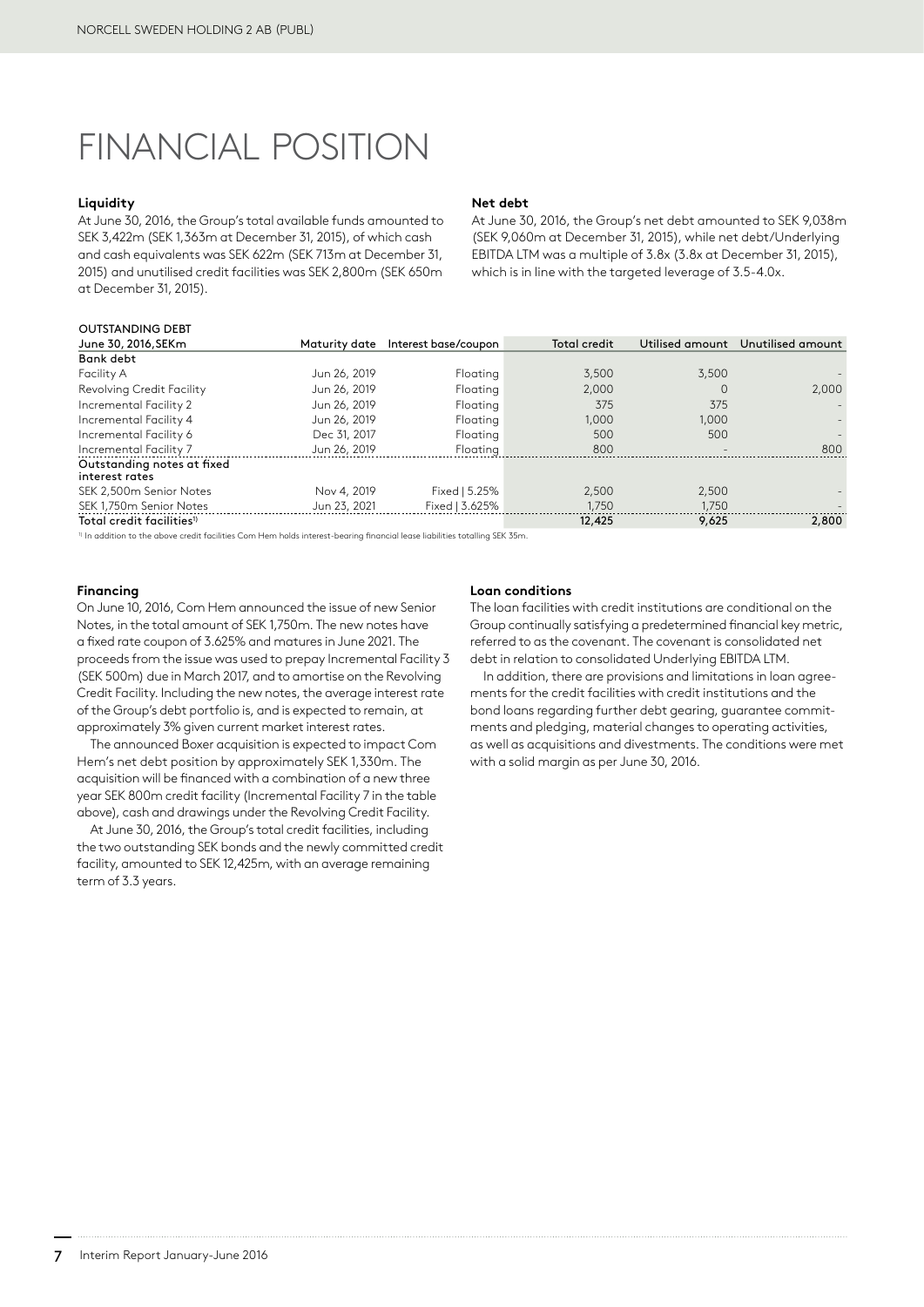# FINANCIAL POSITION

### Liquidity

At June 30, 2016, the Group's total available funds amounted to SEK 3,422m (SEK 1,363m at December 31, 2015), of which cash and cash equivalents was SEK 622m (SEK 713m at December 31, 2015) and unutilised credit facilities was SEK 2,800m (SEK 650m at December 31, 2015).

### Net debt

At June 30, 2016, the Group's net debt amounted to SEK 9,038m (SEK 9,060m at December 31, 2015), while net debt/Underlying EBITDA LTM was a multiple of 3.8x (3.8x at December 31, 2015), which is in line with the targeted leverage of 3.5-4.0x.

OUTSTANDING DEBT

| June 30, 2016, SEKm | Maturity date | Interest base/coupon | Total credit | Utilised amount | Unutilised amount |
|---|---|---|---|---|---|
| **Bank debt** | | | | | |
| Facility A | Jun 26, 2019 | Floating | 3,500 | 3,500 | - |
| Revolving Credit Facility | Jun 26, 2019 | Floating | 2,000 | 0 | 2,000 |
| Incremental Facility 2 | Jun 26, 2019 | Floating | 375 | 375 | - |
| Incremental Facility 4 | Jun 26, 2019 | Floating | 1,000 | 1,000 | - |
| Incremental Facility 6 | Dec 31, 2017 | Floating | 500 | 500 | - |
| Incremental Facility 7 | Jun 26, 2019 | Floating | 800 | - | 800 |
| **Outstanding notes at fixed interest rates** | | | | | |
| SEK 2,500m Senior Notes | Nov 4, 2019 | Fixed \| 5.25% | 2,500 | 2,500 | - |
| SEK 1,750m Senior Notes | Jun 23, 2021 | Fixed \| 3.625% | 1,750 | 1,750 | - |
| **Total credit facilities[1]** | | | **12,425** | **9,625** | **2,800** |

[1] In addition to the above credit facilities Com Hem holds interest-bearing financial lease liabilities totalling SEK 35m.

### Financing

On June 10, 2016, Com Hem announced the issue of new Senior Notes, in the total amount of SEK 1,750m. The new notes have a fixed rate coupon of 3.625% and matures in June 2021. The proceeds from the issue was used to prepay Incremental Facility 3 (SEK 500m) due in March 2017, and to amortise on the Revolving Credit Facility. Including the new notes, the average interest rate of the Group's debt portfolio is, and is expected to remain, at approximately 3% given current market interest rates.

The announced Boxer acquisition is expected to impact Com Hem's net debt position by approximately SEK 1,330m. The acquisition will be financed with a combination of a new three year SEK 800m credit facility (Incremental Facility 7 in the table above), cash and drawings under the Revolving Credit Facility.

At June 30, 2016, the Group's total credit facilities, including the two outstanding SEK bonds and the newly committed credit facility, amounted to SEK 12,425m, with an average remaining term of 3.3 years.

### Loan conditions

The loan facilities with credit institutions are conditional on the Group continually satisfying a predetermined financial key metric, referred to as the covenant. The covenant is consolidated net debt in relation to consolidated Underlying EBITDA LTM.

In addition, there are provisions and limitations in loan agreements for the credit facilities with credit institutions and the bond loans regarding further debt gearing, guarantee commitments and pledging, material changes to operating activities, as well as acquisitions and divestments. The conditions were met with a solid margin as per June 30, 2016.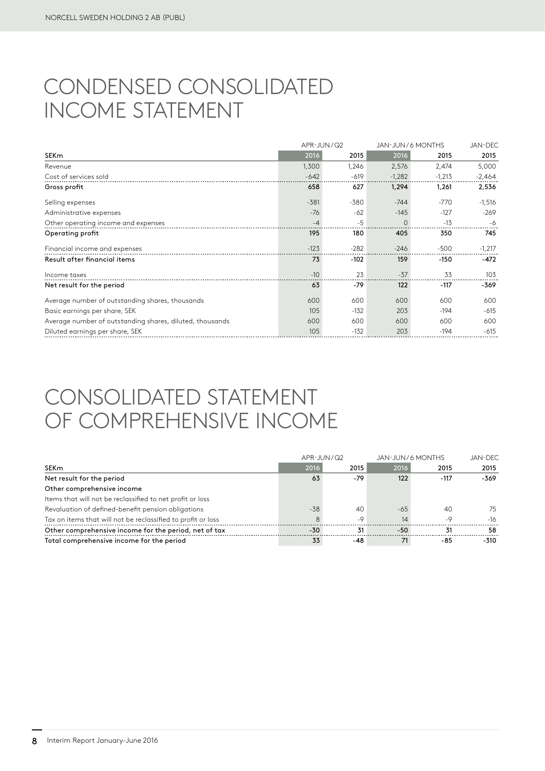# CONDENSED CONSOLIDATED INCOME STATEMENT

| | APR-JUN/Q2 | | JAN-JUN/6 MONTHS | | JAN-DEC |
|---|---|---|---|---|---|
| **SEKm** | **2016** | **2015** | **2016** | **2015** | **2015** |
| Revenue | 1,300 | 1,246 | 2,576 | 2,474 | 5,000 |
| Cost of services sold | -642 | -619 | -1,282 | -1,213 | -2,464 |
| **Gross profit** | **658** | **627** | **1,294** | **1,261** | **2,536** |
| Selling expenses | -381 | -380 | -744 | -770 | -1,516 |
| Administrative expenses | -76 | -62 | -145 | -127 | -269 |
| Other operating income and expenses | -4 | -5 | 0 | -13 | -6 |
| **Operating profit** | **195** | **180** | **405** | **350** | **745** |
| Financial income and expenses | -123 | -282 | -246 | -500 | -1,217 |
| **Result after financial items** | **73** | **-102** | **159** | **-150** | **-472** |
| Income taxes | -10 | 23 | -37 | 33 | 103 |
| **Net result for the period** | **63** | **-79** | **122** | **-117** | **-369** |
| Average number of outstanding shares, thousands | 600 | 600 | 600 | 600 | 600 |
| Basic earnings per share, SEK | 105 | -132 | 203 | -194 | -615 |
| Average number of outstanding shares, diluted, thousands | 600 | 600 | 600 | 600 | 600 |
| Diluted earnings per share, SEK | 105 | -132 | 203 | -194 | -615 |

# CONSOLIDATED STATEMENT OF COMPREHENSIVE INCOME

| | APR-JUN/Q2 | | JAN-JUN/6 MONTHS | | JAN-DEC |
|---|---|---|---|---|---|
| **SEKm** | **2016** | **2015** | **2016** | **2015** | **2015** |
| **Net result for the period** | **63** | **-79** | **122** | **-117** | **-369** |
| **Other comprehensive income** | | | | | |
| Items that will not be reclassified to net profit or loss | | | | | |
| Revaluation of defined-benefit pension obligations | -38 | 40 | -65 | 40 | 75 |
| Tax on items that will not be reclassified to profit or loss | 8 | -9 | 14 | -9 | -16 |
| **Other comprehensive income for the period, net of tax** | **-30** | **31** | **-50** | **31** | **58** |
| **Total comprehensive income for the period** | **33** | **-48** | **71** | **-85** | **-310** |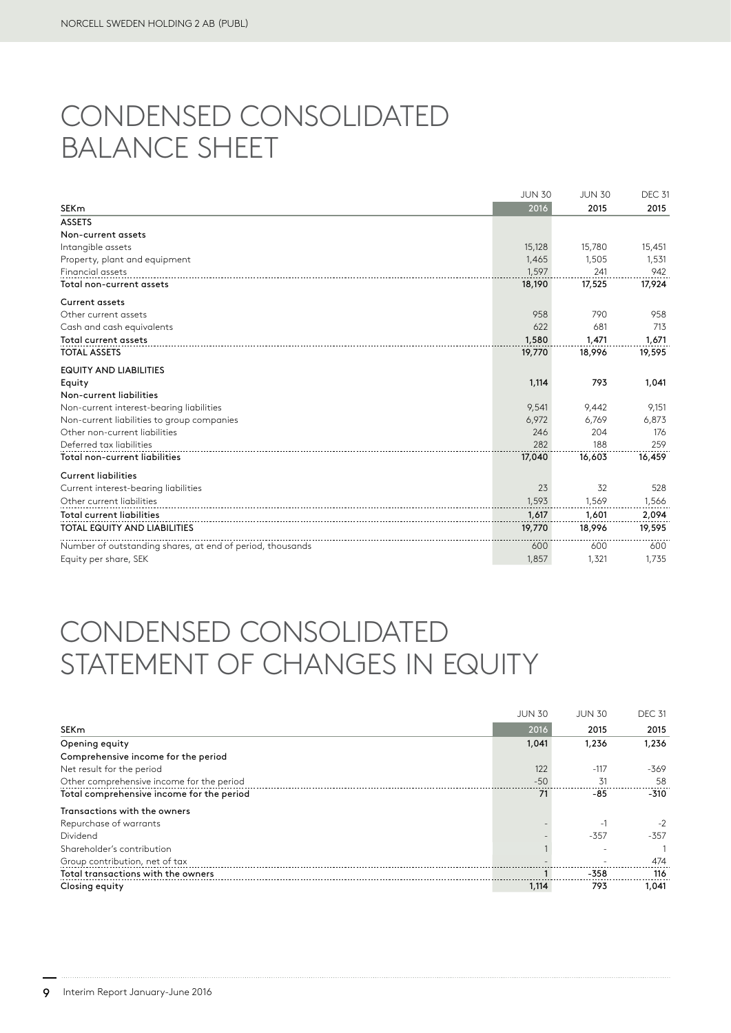# CONDENSED CONSOLIDATED BALANCE SHEET

| SEKm | JUN 30 2016 | JUN 30 2015 | DEC 31 2015 |
|---|---|---|---|
| **ASSETS** | | | |
| **Non-current assets** | | | |
| Intangible assets | 15,128 | 15,780 | 15,451 |
| Property, plant and equipment | 1,465 | 1,505 | 1,531 |
| Financial assets | 1,597 | 241 | 942 |
| **Total non-current assets** | **18,190** | **17,525** | **17,924** |
| **Current assets** | | | |
| Other current assets | 958 | 790 | 958 |
| Cash and cash equivalents | 622 | 681 | 713 |
| **Total current assets** | **1,580** | **1,471** | **1,671** |
| **TOTAL ASSETS** | **19,770** | **18,996** | **19,595** |
| **EQUITY AND LIABILITIES** | | | |
| **Equity** | **1,114** | **793** | **1,041** |
| **Non-current liabilities** | | | |
| Non-current interest-bearing liabilities | 9,541 | 9,442 | 9,151 |
| Non-current liabilities to group companies | 6,972 | 6,769 | 6,873 |
| Other non-current liabilities | 246 | 204 | 176 |
| Deferred tax liabilities | 282 | 188 | 259 |
| **Total non-current liabilities** | **17,040** | **16,603** | **16,459** |
| **Current liabilities** | | | |
| Current interest-bearing liabilities | 23 | 32 | 528 |
| Other current liabilities | 1,593 | 1,569 | 1,566 |
| **Total current liabilities** | **1,617** | **1,601** | **2,094** |
| **TOTAL EQUITY AND LIABILITIES** | **19,770** | **18,996** | **19,595** |
| Number of outstanding shares, at end of period, thousands | 600 | 600 | 600 |
| Equity per share, SEK | 1,857 | 1,321 | 1,735 |

# CONDENSED CONSOLIDATED STATEMENT OF CHANGES IN EQUITY

| SEKm | JUN 30 2016 | JUN 30 2015 | DEC 31 2015 |
|---|---|---|---|
| **Opening equity** | **1,041** | **1,236** | **1,236** |
| **Comprehensive income for the period** | | | |
| Net result for the period | 122 | -117 | -369 |
| Other comprehensive income for the period | -50 | 31 | 58 |
| **Total comprehensive income for the period** | **71** | **-85** | **-310** |
| **Transactions with the owners** | | | |
| Repurchase of warrants | - | -1 | -2 |
| Dividend | - | -357 | -357 |
| Shareholder's contribution | 1 | - | 1 |
| Group contribution, net of tax | - | - | 474 |
| **Total transactions with the owners** | **1** | **-358** | **116** |
| **Closing equity** | **1,114** | **793** | **1,041** |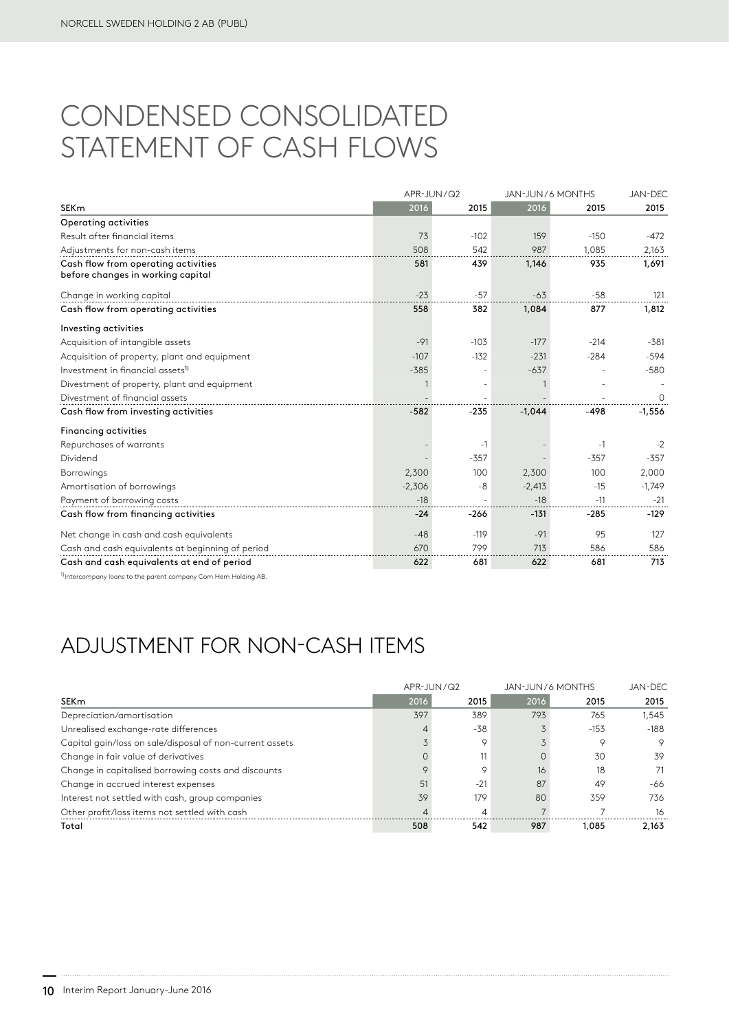# CONDENSED CONSOLIDATED STATEMENT OF CASH FLOWS

| | APR-JUN/Q2 | | JAN-JUN/6 MONTHS | | JAN-DEC |
|---|---|---|---|---|---|
| **SEKm** | **2016** | **2015** | **2016** | **2015** | **2015** |
| **Operating activities** | | | | | |
| Result after financial items | 73 | -102 | 159 | -150 | -472 |
| Adjustments for non-cash items | 508 | 542 | 987 | 1,085 | 2,163 |
| **Cash flow from operating activities before changes in working capital** | **581** | **439** | **1,146** | **935** | **1,691** |
| Change in working capital | -23 | -57 | -63 | -58 | 121 |
| **Cash flow from operating activities** | **558** | **382** | **1,084** | **877** | **1,812** |
| **Investing activities** | | | | | |
| Acquisition of intangible assets | -91 | -103 | -177 | -214 | -381 |
| Acquisition of property, plant and equipment | -107 | -132 | -231 | -284 | -594 |
| Investment in financial assets[1] | -385 | - | -637 | - | -580 |
| Divestment of property, plant and equipment | 1 | - | 1 | - | - |
| Divestment of financial assets | - | - | - | - | 0 |
| **Cash flow from investing activities** | **-582** | **-235** | **-1,044** | **-498** | **-1,556** |
| **Financing activities** | | | | | |
| Repurchases of warrants | - | -1 | - | -1 | -2 |
| Dividend | - | -357 | - | -357 | -357 |
| Borrowings | 2,300 | 100 | 2,300 | 100 | 2,000 |
| Amortisation of borrowings | -2,306 | -8 | -2,413 | -15 | -1,749 |
| Payment of borrowing costs | -18 | - | -18 | -11 | -21 |
| **Cash flow from financing activities** | **-24** | **-266** | **-131** | **-285** | **-129** |
| Net change in cash and cash equivalents | -48 | -119 | -91 | 95 | 127 |
| Cash and cash equivalents at beginning of period | 670 | 799 | 713 | 586 | 586 |
| **Cash and cash equivalents at end of period** | **622** | **681** | **622** | **681** | **713** |

[1]Intercompany loans to the parent company Com Hem Holding AB.

# ADJUSTMENT FOR NON-CASH ITEMS

| | APR-JUN/Q2 | | JAN-JUN/6 MONTHS | | JAN-DEC |
|---|---|---|---|---|---|
| **SEKm** | **2016** | **2015** | **2016** | **2015** | **2015** |
| Depreciation/amortisation | 397 | 389 | 793 | 765 | 1,545 |
| Unrealised exchange-rate differences | 4 | -38 | 3 | -153 | -188 |
| Capital gain/loss on sale/disposal of non-current assets | 3 | 9 | 3 | 9 | 9 |
| Change in fair value of derivatives | 0 | 11 | 0 | 30 | 39 |
| Change in capitalised borrowing costs and discounts | 9 | 9 | 16 | 18 | 71 |
| Change in accrued interest expenses | 51 | -21 | 87 | 49 | -66 |
| Interest not settled with cash, group companies | 39 | 179 | 80 | 359 | 736 |
| Other profit/loss items not settled with cash | 4 | 4 | 7 | 7 | 16 |
| **Total** | **508** | **542** | **987** | **1,085** | **2,163** |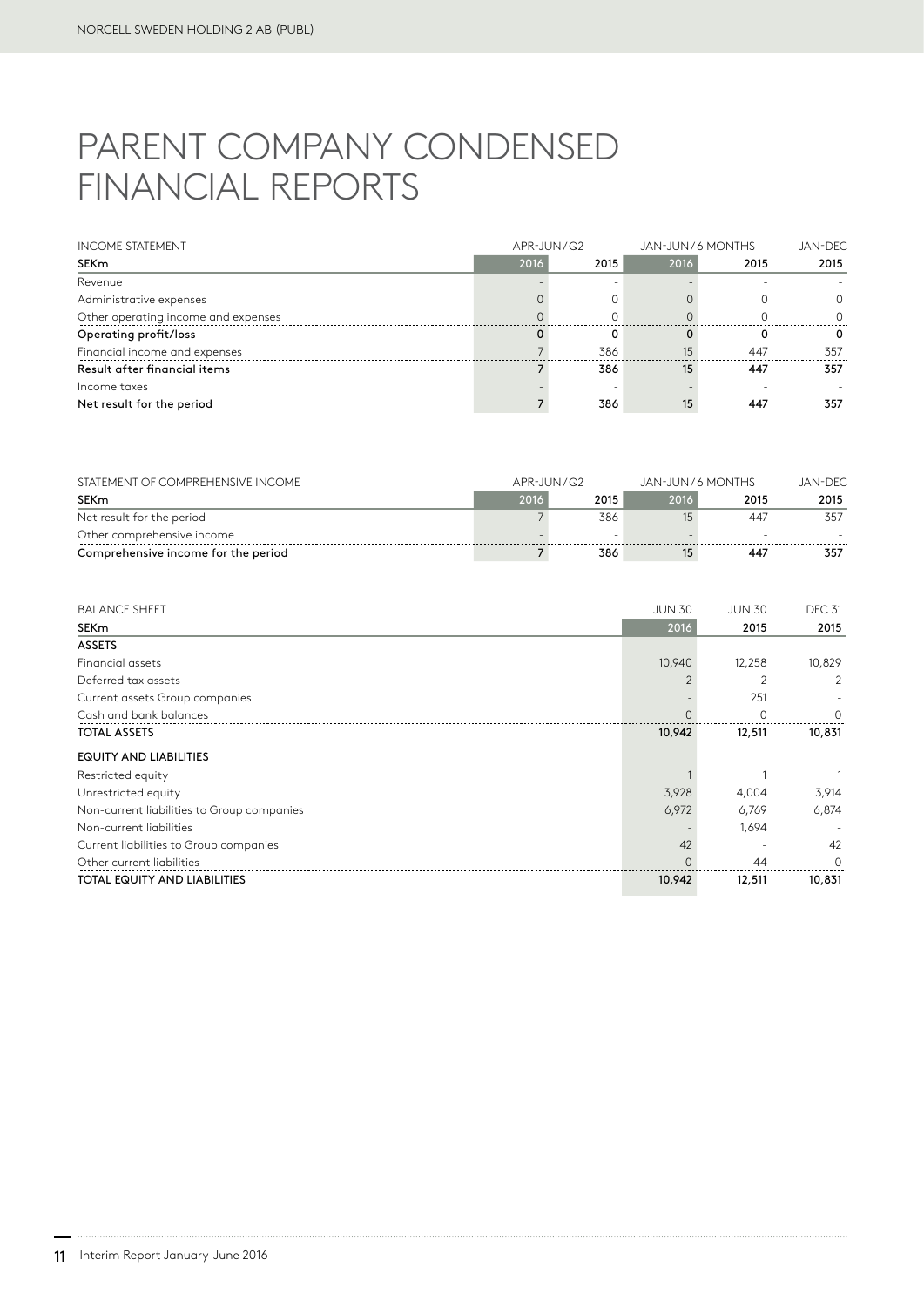# PARENT COMPANY CONDENSED FINANCIAL REPORTS

| INCOME STATEMENT | APR-JUN/Q2 | | JAN-JUN/6 MONTHS | | JAN-DEC |
|---|---|---|---|---|---|
| **SEKm** | **2016** | **2015** | **2016** | **2015** | **2015** |
| Revenue | - | - | - | - | - |
| Administrative expenses | 0 | 0 | 0 | 0 | 0 |
| Other operating income and expenses | 0 | 0 | 0 | 0 | 0 |
| **Operating profit/loss** | **0** | **0** | **0** | **0** | **0** |
| Financial income and expenses | 7 | 386 | 15 | 447 | 357 |
| **Result after financial items** | **7** | **386** | **15** | **447** | **357** |
| Income taxes | - | - | - | - | - |
| **Net result for the period** | **7** | **386** | **15** | **447** | **357** |

| STATEMENT OF COMPREHENSIVE INCOME | APR-JUN/Q2 | | JAN-JUN/6 MONTHS | | JAN-DEC |
|---|---|---|---|---|---|
| **SEKm** | **2016** | **2015** | **2016** | **2015** | **2015** |
| Net result for the period | 7 | 386 | 15 | 447 | 357 |
| Other comprehensive income | - | - | - | - | - |
| **Comprehensive income for the period** | **7** | **386** | **15** | **447** | **357** |

| BALANCE SHEET | JUN 30 | JUN 30 | DEC 31 |
|---|---|---|---|
| **SEKm** | **2016** | **2015** | **2015** |
| **ASSETS** | | | |
| Financial assets | 10,940 | 12,258 | 10,829 |
| Deferred tax assets | 2 | 2 | 2 |
| Current assets Group companies | - | 251 | - |
| Cash and bank balances | 0 | 0 | 0 |
| **TOTAL ASSETS** | **10,942** | **12,511** | **10,831** |
| **EQUITY AND LIABILITIES** | | | |
| Restricted equity | 1 | 1 | 1 |
| Unrestricted equity | 3,928 | 4,004 | 3,914 |
| Non-current liabilities to Group companies | 6,972 | 6,769 | 6,874 |
| Non-current liabilities | - | 1,694 | - |
| Current liabilities to Group companies | 42 | - | 42 |
| Other current liabilities | 0 | 44 | 0 |
| **TOTAL EQUITY AND LIABILITIES** | **10,942** | **12,511** | **10,831** |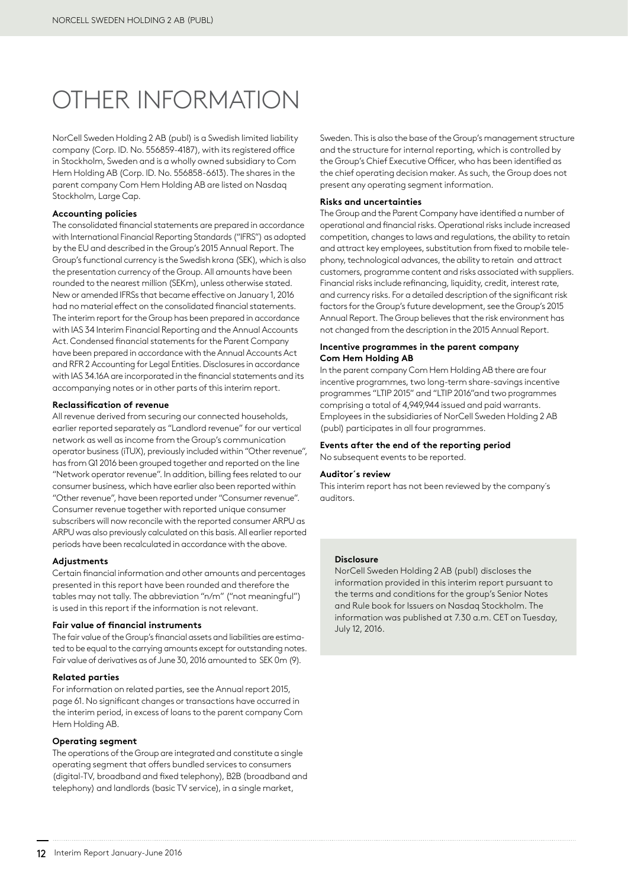# OTHER INFORMATION

NorCell Sweden Holding 2 AB (publ) is a Swedish limited liability company (Corp. ID. No. 556859-4187), with its registered office in Stockholm, Sweden and is a wholly owned subsidiary to Com Hem Holding AB (Corp. ID. No. 556858-6613). The shares in the parent company Com Hem Holding AB are listed on Nasdaq Stockholm, Large Cap.

**Accounting policies**

The consolidated financial statements are prepared in accordance with International Financial Reporting Standards ("IFRS") as adopted by the EU and described in the Group's 2015 Annual Report. The Group's functional currency is the Swedish krona (SEK), which is also the presentation currency of the Group. All amounts have been rounded to the nearest million (SEKm), unless otherwise stated. New or amended IFRSs that became effective on January 1, 2016 had no material effect on the consolidated financial statements. The interim report for the Group has been prepared in accordance with IAS 34 Interim Financial Reporting and the Annual Accounts Act. Condensed financial statements for the Parent Company have been prepared in accordance with the Annual Accounts Act and RFR 2 Accounting for Legal Entities. Disclosures in accordance with IAS 34.16A are incorporated in the financial statements and its accompanying notes or in other parts of this interim report.

**Reclassification of revenue**

All revenue derived from securing our connected households, earlier reported separately as "Landlord revenue" for our vertical network as well as income from the Group's communication operator business (iTUX), previously included within "Other revenue", has from Q1 2016 been grouped together and reported on the line "Network operator revenue". In addition, billing fees related to our consumer business, which have earlier also been reported within "Other revenue", have been reported under "Consumer revenue". Consumer revenue together with reported unique consumer subscribers will now reconcile with the reported consumer ARPU as ARPU was also previously calculated on this basis. All earlier reported periods have been recalculated in accordance with the above.

**Adjustments**

Certain financial information and other amounts and percentages presented in this report have been rounded and therefore the tables may not tally. The abbreviation "n/m" ("not meaningful") is used in this report if the information is not relevant.

**Fair value of financial instruments**

The fair value of the Group's financial assets and liabilities are estimated to be equal to the carrying amounts except for outstanding notes. Fair value of derivatives as of June 30, 2016 amounted to SEK 0m (9).

**Related parties**

For information on related parties, see the Annual report 2015, page 61. No significant changes or transactions have occurred in the interim period, in excess of loans to the parent company Com Hem Holding AB.

**Operating segment**

The operations of the Group are integrated and constitute a single operating segment that offers bundled services to consumers (digital-TV, broadband and fixed telephony), B2B (broadband and telephony) and landlords (basic TV service), in a single market, Sweden. This is also the base of the Group's management structure and the structure for internal reporting, which is controlled by the Group's Chief Executive Officer, who has been identified as the chief operating decision maker. As such, the Group does not present any operating segment information.

**Risks and uncertainties**

The Group and the Parent Company have identified a number of operational and financial risks. Operational risks include increased competition, changes to laws and regulations, the ability to retain and attract key employees, substitution from fixed to mobile telephony, technological advances, the ability to retain and attract customers, programme content and risks associated with suppliers. Financial risks include refinancing, liquidity, credit, interest rate, and currency risks. For a detailed description of the significant risk factors for the Group's future development, see the Group's 2015 Annual Report. The Group believes that the risk environment has not changed from the description in the 2015 Annual Report.

**Incentive programmes in the parent company Com Hem Holding AB**

In the parent company Com Hem Holding AB there are four incentive programmes, two long-term share-savings incentive programmes "LTIP 2015" and "LTIP 2016"and two programmes comprising a total of 4,949,944 issued and paid warrants. Employees in the subsidiaries of NorCell Sweden Holding 2 AB (publ) participates in all four programmes.

**Events after the end of the reporting period**

No subsequent events to be reported.

**Auditor´s review**

This interim report has not been reviewed by the company´s auditors.

**Disclosure**

NorCell Sweden Holding 2 AB (publ) discloses the information provided in this interim report pursuant to the terms and conditions for the group's Senior Notes and Rule book for Issuers on Nasdaq Stockholm. The information was published at 7.30 a.m. CET on Tuesday, July 12, 2016.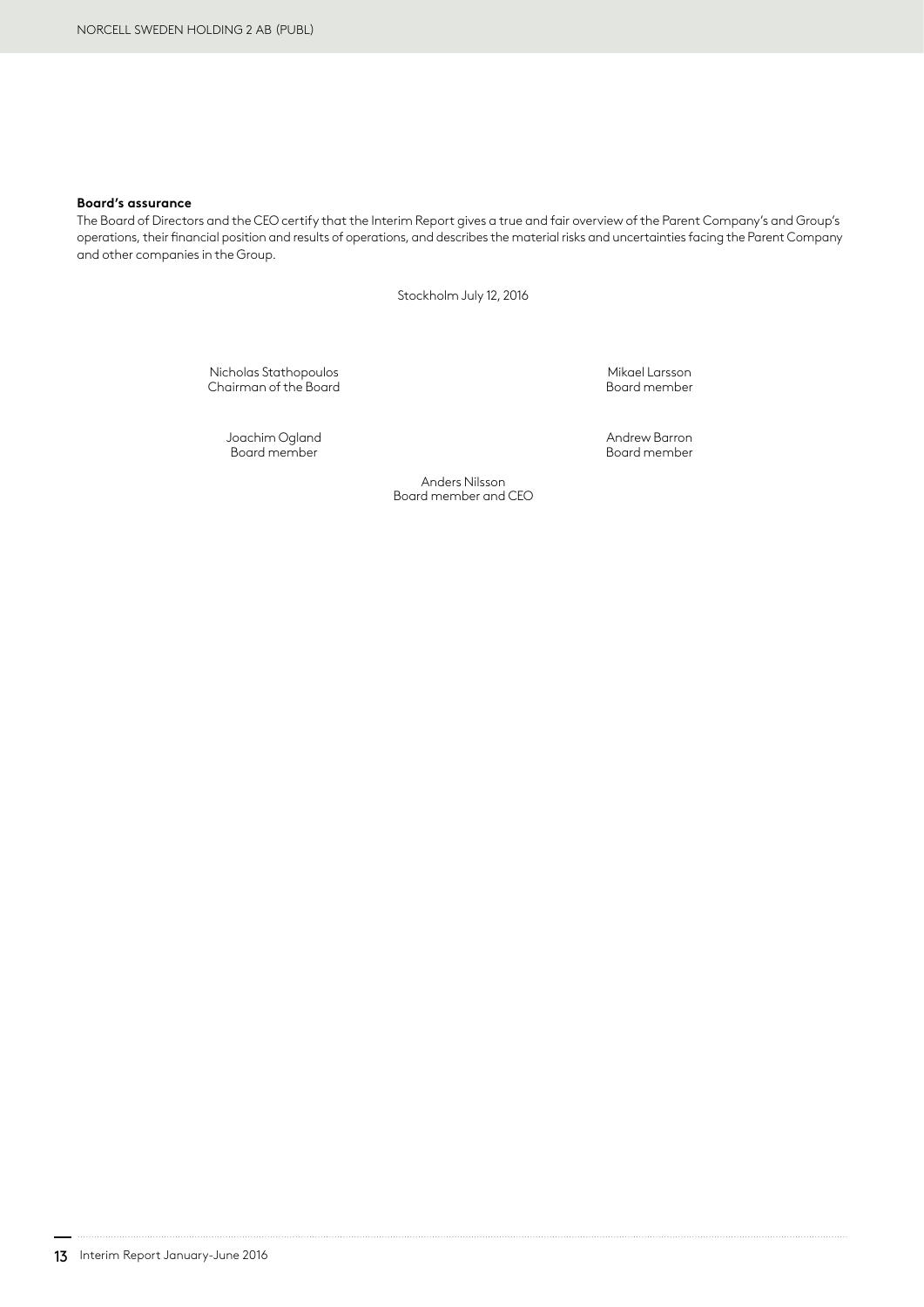**Board's assurance**

The Board of Directors and the CEO certify that the Interim Report gives a true and fair overview of the Parent Company's and Group's operations, their financial position and results of operations, and describes the material risks and uncertainties facing the Parent Company and other companies in the Group.

Stockholm July 12, 2016

Nicholas Stathopoulos
Chairman of the Board

Mikael Larsson
Board member

Joachim Ogland
Board member

Andrew Barron
Board member

Anders Nilsson
Board member and CEO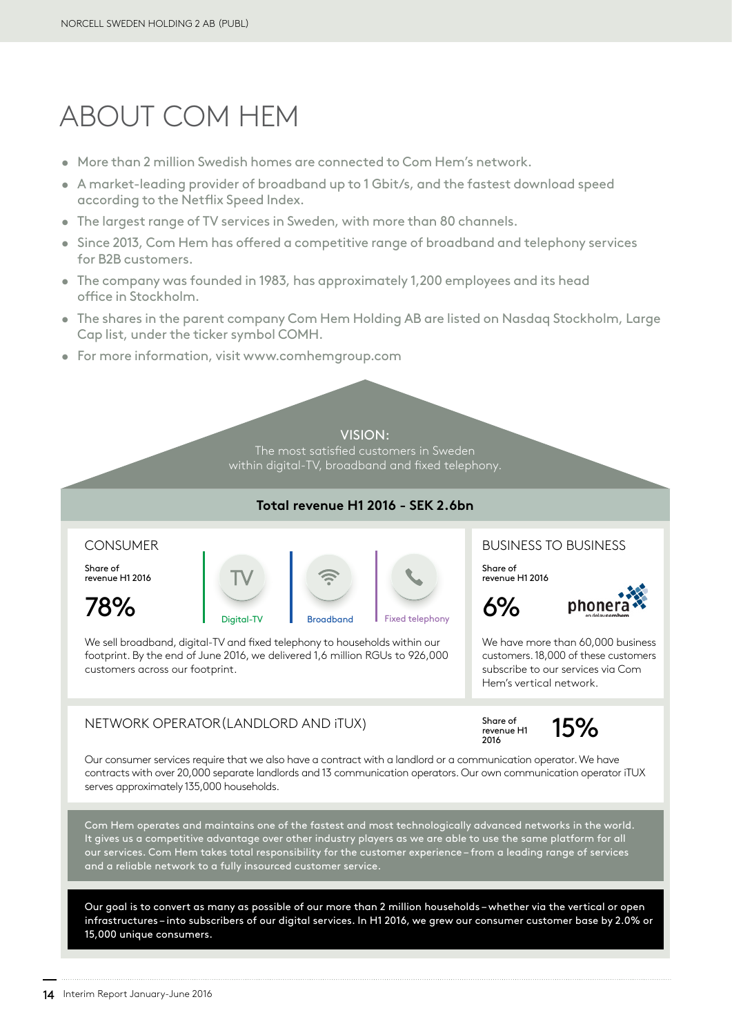# ABOUT COM HEM

- More than 2 million Swedish homes are connected to Com Hem's network.
- A market-leading provider of broadband up to 1 Gbit/s, and the fastest download speed according to the Netflix Speed Index.
- The largest range of TV services in Sweden, with more than 80 channels.
- Since 2013, Com Hem has offered a competitive range of broadband and telephony services for B2B customers.
- The company was founded in 1983, has approximately 1,200 employees and its head office in Stockholm.
- The shares in the parent company Com Hem Holding AB are listed on Nasdaq Stockholm, Large Cap list, under the ticker symbol COMH.
- For more information, visit www.comhemgroup.com

**VISION:**
The most satisfied customers in Sweden within digital-TV, broadband and fixed telephony.

**Total revenue H1 2016 - SEK 2.6bn**

## CONSUMER

Share of revenue H1 2016

**78%**

Digital-TV | Broadband | Fixed telephony

We sell broadband, digital-TV and fixed telephony to households within our footprint. By the end of June 2016, we delivered 1,6 million RGUs to 926,000 customers across our footprint.

## BUSINESS TO BUSINESS

Share of revenue H1 2016

**6%**

phonera

We have more than 60,000 business customers. 18,000 of these customers subscribe to our services via Com Hem's vertical network.

## NETWORK OPERATOR (LANDLORD AND iTUX)

Share of revenue H1 2016

**15%**

Our consumer services require that we also have a contract with a landlord or a communication operator. We have contracts with over 20,000 separate landlords and 13 communication operators. Our own communication operator iTUX serves approximately 135,000 households.

Com Hem operates and maintains one of the fastest and most technologically advanced networks in the world. It gives us a competitive advantage over other industry players as we are able to use the same platform for all our services. Com Hem takes total responsibility for the customer experience – from a leading range of services and a reliable network to a fully insourced customer service.

Our goal is to convert as many as possible of our more than 2 million households – whether via the vertical or open infrastructures – into subscribers of our digital services. In H1 2016, we grew our consumer customer base by 2.0% or 15,000 unique consumers.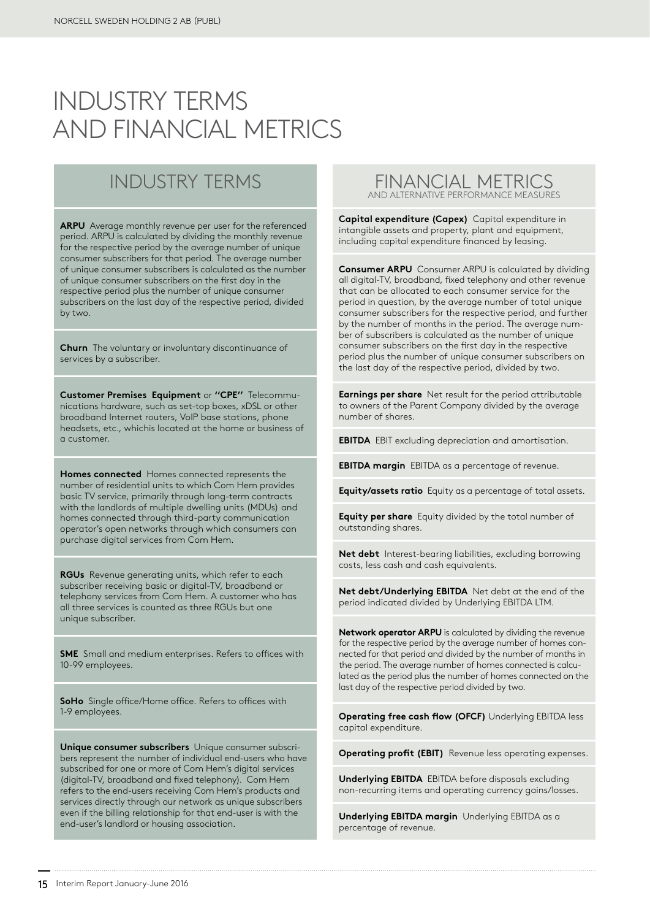# INDUSTRY TERMS AND FINANCIAL METRICS

## INDUSTRY TERMS

**ARPU** Average monthly revenue per user for the referenced period. ARPU is calculated by dividing the monthly revenue for the respective period by the average number of unique consumer subscribers for that period. The average number of unique consumer subscribers is calculated as the number of unique consumer subscribers on the first day in the respective period plus the number of unique consumer subscribers on the last day of the respective period, divided by two.

**Churn** The voluntary or involuntary discontinuance of services by a subscriber.

**Customer Premises Equipment** or **"CPE"** Telecommunications hardware, such as set-top boxes, xDSL or other broadband Internet routers, VoIP base stations, phone headsets, etc., whichis located at the home or business of a customer.

**Homes connected** Homes connected represents the number of residential units to which Com Hem provides basic TV service, primarily through long-term contracts with the landlords of multiple dwelling units (MDUs) and homes connected through third-party communication operator's open networks through which consumers can purchase digital services from Com Hem.

**RGUs** Revenue generating units, which refer to each subscriber receiving basic or digital-TV, broadband or telephony services from Com Hem. A customer who has all three services is counted as three RGUs but one unique subscriber.

**SME** Small and medium enterprises. Refers to offices with 10-99 employees.

**SoHo** Single office/Home office. Refers to offices with 1-9 employees.

**Unique consumer subscribers** Unique consumer subscribers represent the number of individual end-users who have subscribed for one or more of Com Hem's digital services (digital-TV, broadband and fixed telephony). Com Hem refers to the end-users receiving Com Hem's products and services directly through our network as unique subscribers even if the billing relationship for that end-user is with the end-user's landlord or housing association.

## FINANCIAL METRICS
AND ALTERNATIVE PERFORMANCE MEASURES

**Capital expenditure (Capex)** Capital expenditure in intangible assets and property, plant and equipment, including capital expenditure financed by leasing.

**Consumer ARPU** Consumer ARPU is calculated by dividing all digital-TV, broadband, fixed telephony and other revenue that can be allocated to each consumer service for the period in question, by the average number of total unique consumer subscribers for the respective period, and further by the number of months in the period. The average number of subscribers is calculated as the number of unique consumer subscribers on the first day in the respective period plus the number of unique consumer subscribers on the last day of the respective period, divided by two.

**Earnings per share** Net result for the period attributable to owners of the Parent Company divided by the average number of shares.

**EBITDA** EBIT excluding depreciation and amortisation.

**EBITDA margin** EBITDA as a percentage of revenue.

**Equity/assets ratio** Equity as a percentage of total assets.

**Equity per share** Equity divided by the total number of outstanding shares.

**Net debt** Interest-bearing liabilities, excluding borrowing costs, less cash and cash equivalents.

**Net debt/Underlying EBITDA** Net debt at the end of the period indicated divided by Underlying EBITDA LTM.

**Network operator ARPU** is calculated by dividing the revenue for the respective period by the average number of homes connected for that period and divided by the number of months in the period. The average number of homes connected is calculated as the period plus the number of homes connected on the last day of the respective period divided by two.

**Operating free cash flow (OFCF)** Underlying EBITDA less capital expenditure.

**Operating profit (EBIT)** Revenue less operating expenses.

**Underlying EBITDA** EBITDA before disposals excluding non-recurring items and operating currency gains/losses.

**Underlying EBITDA margin** Underlying EBITDA as a percentage of revenue.